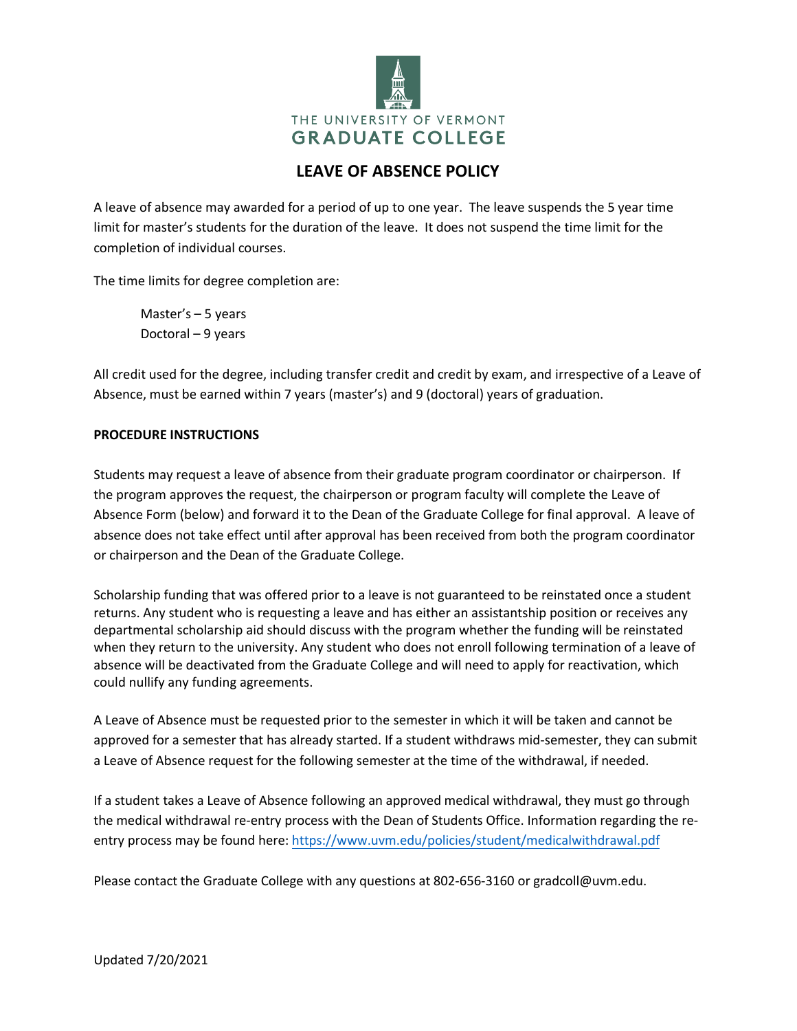THE UNIVERSITY OF VERMONT
GRADUATE COLLEGE

# LEAVE OF ABSENCE POLICY

A leave of absence may awarded for a period of up to one year. The leave suspends the 5 year time limit for master's students for the duration of the leave. It does not suspend the time limit for the completion of individual courses.

The time limits for degree completion are:

Master's – 5 years
Doctoral – 9 years

All credit used for the degree, including transfer credit and credit by exam, and irrespective of a Leave of Absence, must be earned within 7 years (master's) and 9 (doctoral) years of graduation.

**PROCEDURE INSTRUCTIONS**

Students may request a leave of absence from their graduate program coordinator or chairperson. If the program approves the request, the chairperson or program faculty will complete the Leave of Absence Form (below) and forward it to the Dean of the Graduate College for final approval. A leave of absence does not take effect until after approval has been received from both the program coordinator or chairperson and the Dean of the Graduate College.

Scholarship funding that was offered prior to a leave is not guaranteed to be reinstated once a student returns. Any student who is requesting a leave and has either an assistantship position or receives any departmental scholarship aid should discuss with the program whether the funding will be reinstated when they return to the university. Any student who does not enroll following termination of a leave of absence will be deactivated from the Graduate College and will need to apply for reactivation, which could nullify any funding agreements.

A Leave of Absence must be requested prior to the semester in which it will be taken and cannot be approved for a semester that has already started. If a student withdraws mid-semester, they can submit a Leave of Absence request for the following semester at the time of the withdrawal, if needed.

If a student takes a Leave of Absence following an approved medical withdrawal, they must go through the medical withdrawal re-entry process with the Dean of Students Office. Information regarding the re-entry process may be found here: https://www.uvm.edu/policies/student/medicalwithdrawal.pdf

Please contact the Graduate College with any questions at 802-656-3160 or gradcoll@uvm.edu.

Updated 7/20/2021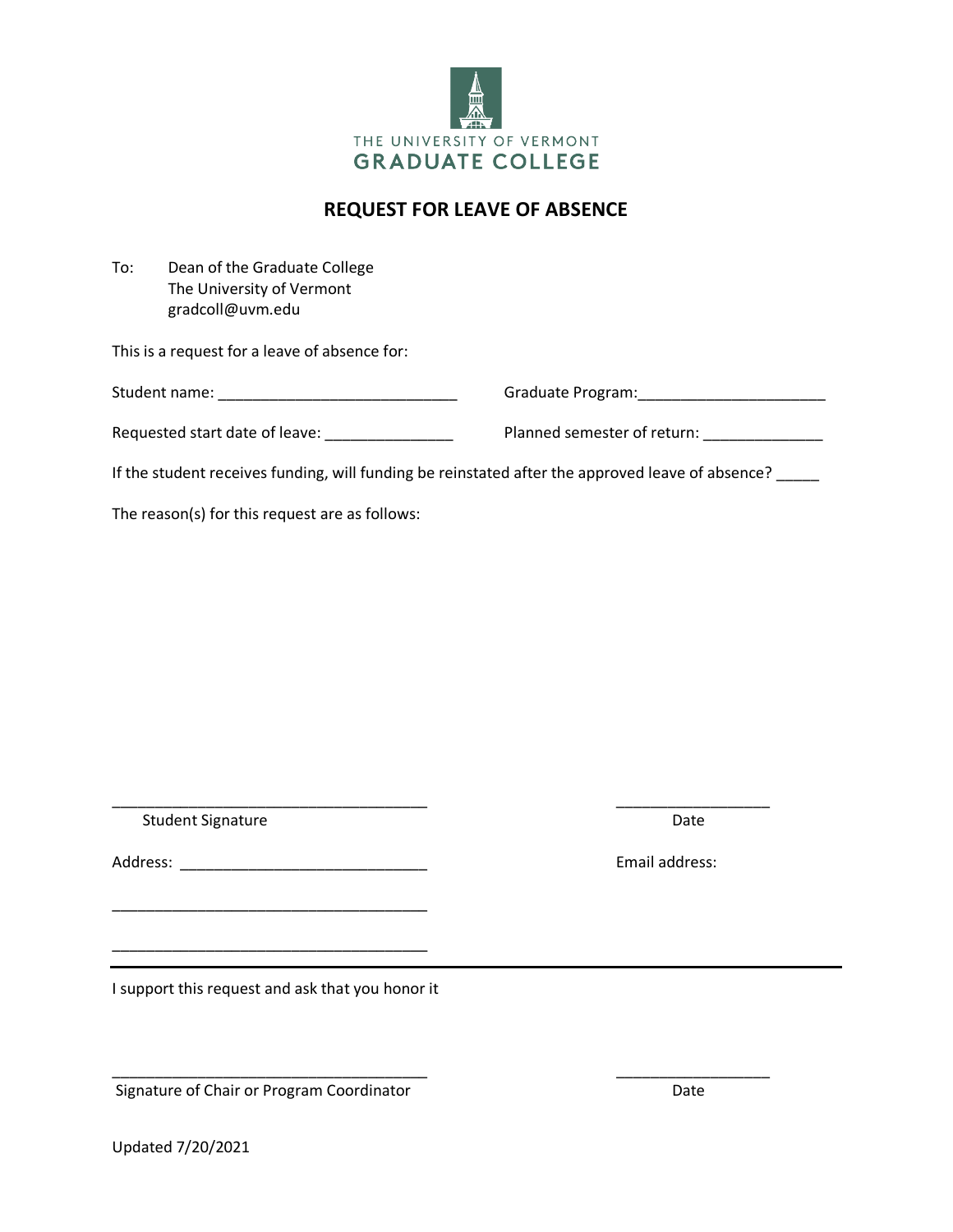THE UNIVERSITY OF VERMONT
GRADUATE COLLEGE

# REQUEST FOR LEAVE OF ABSENCE

To: Dean of the Graduate College
The University of Vermont
gradcoll@uvm.edu

This is a request for a leave of absence for:

Student name: ____________________________ Graduate Program:______________________

Requested start date of leave: _______________ Planned semester of return: ______________

If the student receives funding, will funding be reinstated after the approved leave of absence? _____

The reason(s) for this request are as follows:

_____________________________________ __________________
Student Signature Date

Address: _____________________________ Email address:

_____________________________________

_____________________________________

---

I support this request and ask that you honor it

_____________________________________ __________________
Signature of Chair or Program Coordinator Date

Updated 7/20/2021